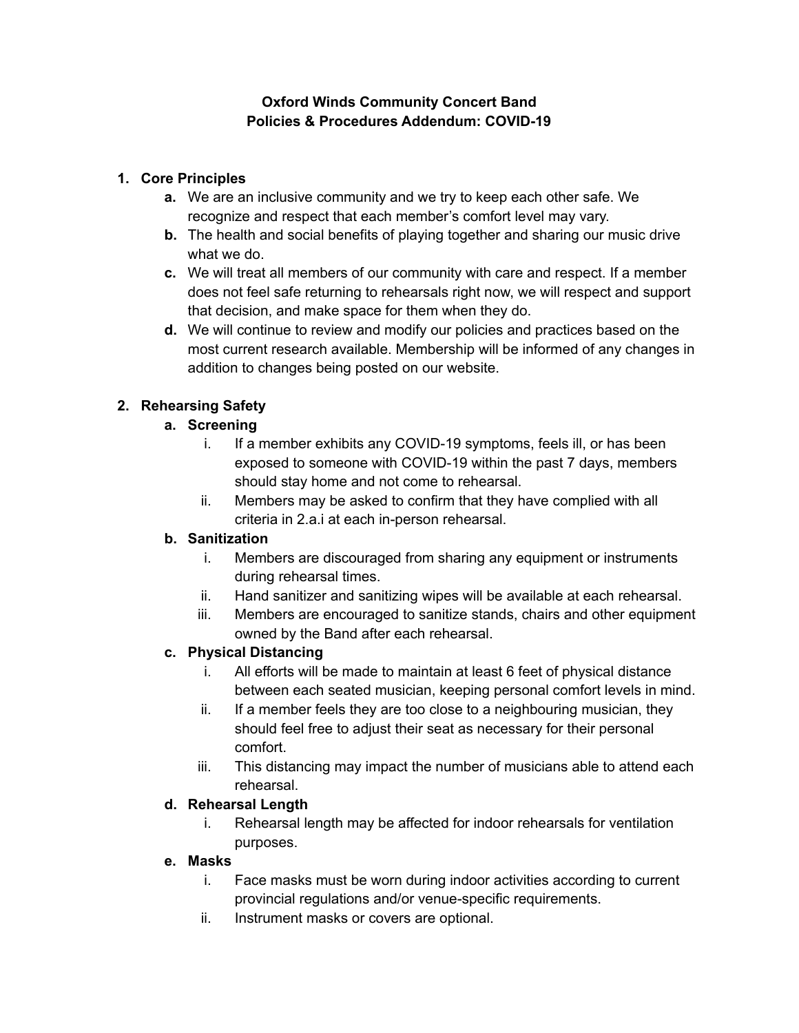# Oxford Winds Community Concert Band
## Policies & Procedures Addendum: COVID-19

1. **Core Principles**
    - **a.** We are an inclusive community and we try to keep each other safe. We recognize and respect that each member's comfort level may vary.
    - **b.** The health and social benefits of playing together and sharing our music drive what we do.
    - **c.** We will treat all members of our community with care and respect. If a member does not feel safe returning to rehearsals right now, we will respect and support that decision, and make space for them when they do.
    - **d.** We will continue to review and modify our policies and practices based on the most current research available. Membership will be informed of any changes in addition to changes being posted on our website.

2. **Rehearsing Safety**
    - **a. Screening**
        - i. If a member exhibits any COVID-19 symptoms, feels ill, or has been exposed to someone with COVID-19 within the past 7 days, members should stay home and not come to rehearsal.
        - ii. Members may be asked to confirm that they have complied with all criteria in 2.a.i at each in-person rehearsal.
    - **b. Sanitization**
        - i. Members are discouraged from sharing any equipment or instruments during rehearsal times.
        - ii. Hand sanitizer and sanitizing wipes will be available at each rehearsal.
        - iii. Members are encouraged to sanitize stands, chairs and other equipment owned by the Band after each rehearsal.
    - **c. Physical Distancing**
        - i. All efforts will be made to maintain at least 6 feet of physical distance between each seated musician, keeping personal comfort levels in mind.
        - ii. If a member feels they are too close to a neighbouring musician, they should feel free to adjust their seat as necessary for their personal comfort.
        - iii. This distancing may impact the number of musicians able to attend each rehearsal.
    - **d. Rehearsal Length**
        - i. Rehearsal length may be affected for indoor rehearsals for ventilation purposes.
    - **e. Masks**
        - i. Face masks must be worn during indoor activities according to current provincial regulations and/or venue-specific requirements.
        - ii. Instrument masks or covers are optional.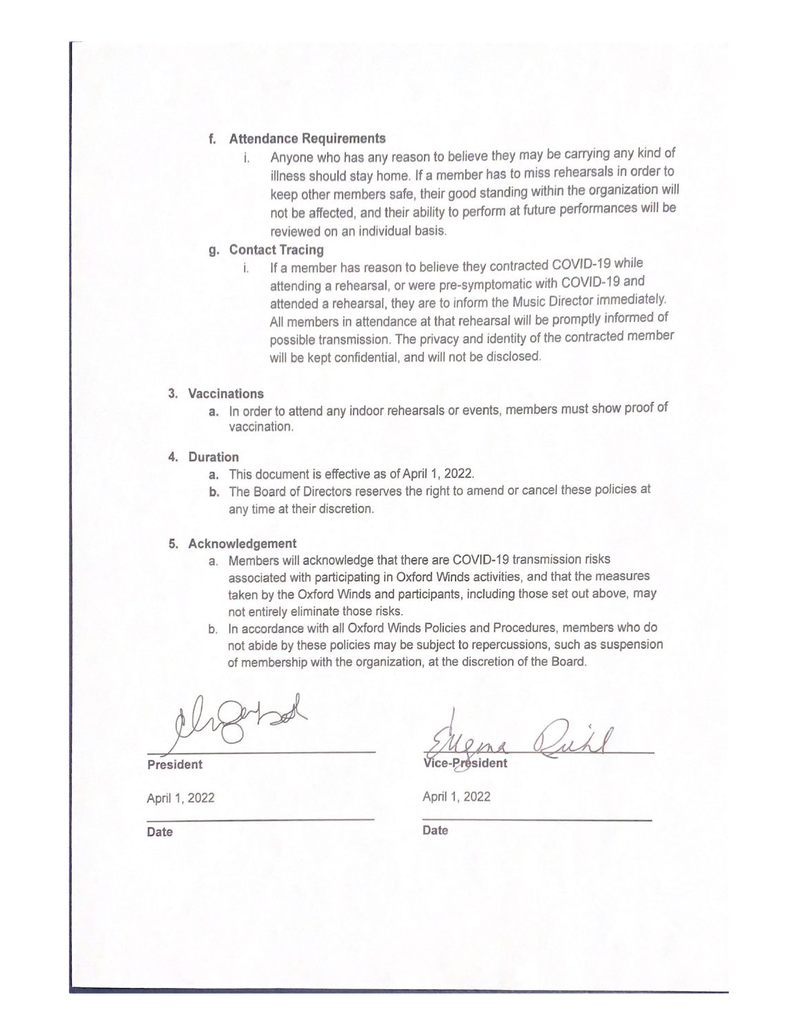f. **Attendance Requirements**

   i. Anyone who has any reason to believe they may be carrying any kind of illness should stay home. If a member has to miss rehearsals in order to keep other members safe, their good standing within the organization will not be affected, and their ability to perform at future performances will be reviewed on an individual basis.

g. **Contact Tracing**

   i. If a member has reason to believe they contracted COVID-19 while attending a rehearsal, or were pre-symptomatic with COVID-19 and attended a rehearsal, they are to inform the Music Director immediately. All members in attendance at that rehearsal will be promptly informed of possible transmission. The privacy and identity of the contracted member will be kept confidential, and will not be disclosed.

3. **Vaccinations**

   a. In order to attend any indoor rehearsals or events, members must show proof of vaccination.

4. **Duration**

   a. This document is effective as of April 1, 2022.

   b. The Board of Directors reserves the right to amend or cancel these policies at any time at their discretion.

5. **Acknowledgement**

   a. Members will acknowledge that there are COVID-19 transmission risks associated with participating in Oxford Winds activities, and that the measures taken by the Oxford Winds and participants, including those set out above, may not entirely eliminate those risks.

   b. In accordance with all Oxford Winds Policies and Procedures, members who do not abide by these policies may be subject to repercussions, such as suspension of membership with the organization, at the discretion of the Board.

**President**

April 1, 2022

**Date**

**Vice-President**

April 1, 2022

**Date**